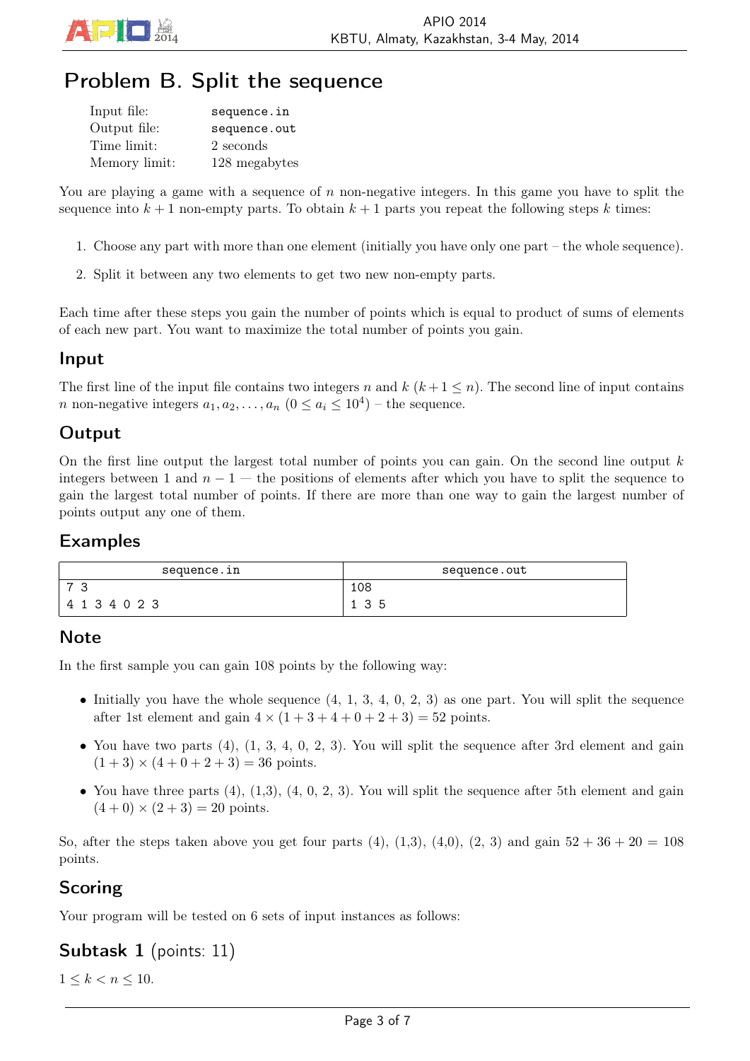# Problem B. Split the sequence

| | |
|---|---|
| Input file: | `sequence.in` |
| Output file: | `sequence.out` |
| Time limit: | 2 seconds |
| Memory limit: | 128 megabytes |

You are playing a game with a sequence of $n$ non-negative integers. In this game you have to split the sequence into $k+1$ non-empty parts. To obtain $k+1$ parts you repeat the following steps $k$ times:

1. Choose any part with more than one element (initially you have only one part – the whole sequence).
2. Split it between any two elements to get two new non-empty parts.

Each time after these steps you gain the number of points which is equal to product of sums of elements of each new part. You want to maximize the total number of points you gain.

## Input

The first line of the input file contains two integers $n$ and $k$ ($k+1 \leq n$). The second line of input contains $n$ non-negative integers $a_1, a_2, \ldots, a_n$ ($0 \leq a_i \leq 10^4$) – the sequence.

## Output

On the first line output the largest total number of points you can gain. On the second line output $k$ integers between 1 and $n-1$ — the positions of elements after which you have to split the sequence to gain the largest total number of points. If there are more than one way to gain the largest number of points output any one of them.

## Examples

| sequence.in | sequence.out |
|---|---|
| 7 3<br>4 1 3 4 0 2 3 | 108<br>1 3 5 |

## Note

In the first sample you can gain 108 points by the following way:

- Initially you have the whole sequence (4, 1, 3, 4, 0, 2, 3) as one part. You will split the sequence after 1st element and gain $4 \times (1+3+4+0+2+3) = 52$ points.
- You have two parts (4), (1, 3, 4, 0, 2, 3). You will split the sequence after 3rd element and gain $(1+3) \times (4+0+2+3) = 36$ points.
- You have three parts (4), (1,3), (4, 0, 2, 3). You will split the sequence after 5th element and gain $(4+0) \times (2+3) = 20$ points.

So, after the steps taken above you get four parts (4), (1,3), (4,0), (2, 3) and gain $52 + 36 + 20 = 108$ points.

## Scoring

Your program will be tested on 6 sets of input instances as follows:

## Subtask 1 (points: 11)

$1 \leq k < n \leq 10$.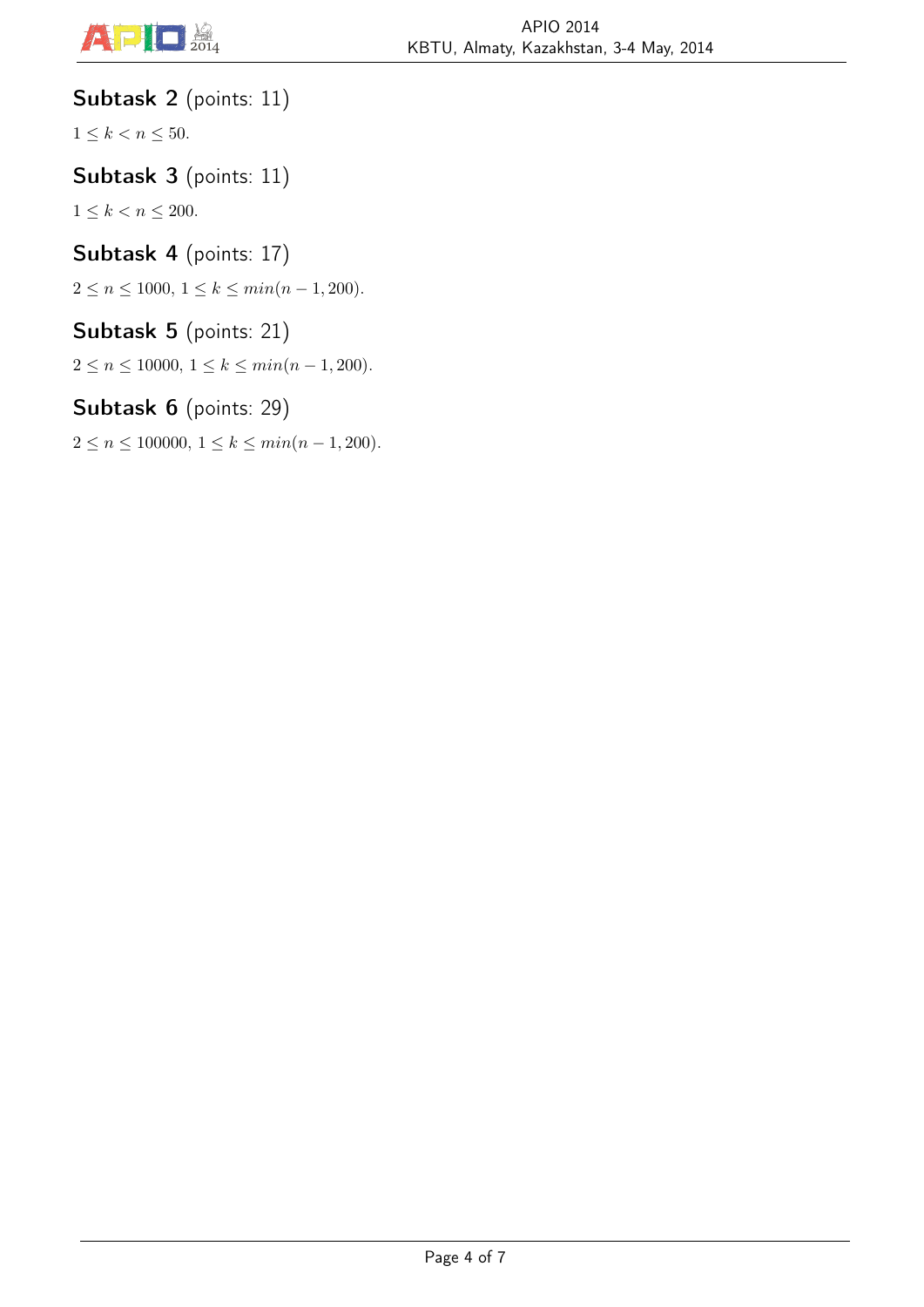**Subtask 2** (points: 11)

$1 \le k < n \le 50$.

**Subtask 3** (points: 11)

$1 \le k < n \le 200$.

**Subtask 4** (points: 17)

$2 \le n \le 1000$, $1 \le k \le min(n-1, 200)$.

**Subtask 5** (points: 21)

$2 \le n \le 10000$, $1 \le k \le min(n-1, 200)$.

**Subtask 6** (points: 29)

$2 \le n \le 100000$, $1 \le k \le min(n-1, 200)$.